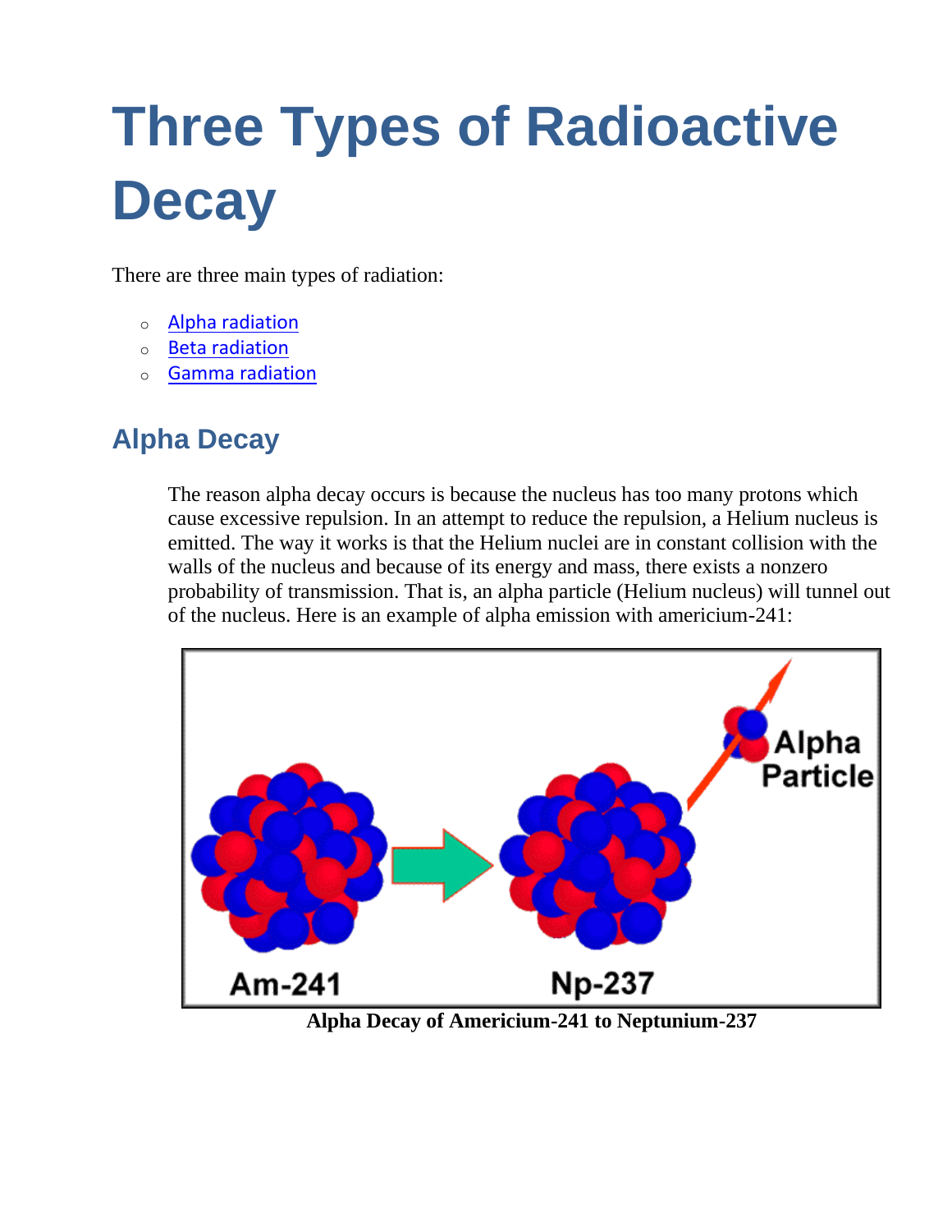# Three Types of Radioactive Decay

There are three main types of radiation:

- Alpha radiation
- Beta radiation
- Gamma radiation

## Alpha Decay

The reason alpha decay occurs is because the nucleus has too many protons which cause excessive repulsion. In an attempt to reduce the repulsion, a Helium nucleus is emitted. The way it works is that the Helium nuclei are in constant collision with the walls of the nucleus and because of its energy and mass, there exists a nonzero probability of transmission. That is, an alpha particle (Helium nucleus) will tunnel out of the nucleus. Here is an example of alpha emission with americium-241:

**Alpha Decay of Americium-241 to Neptunium-237**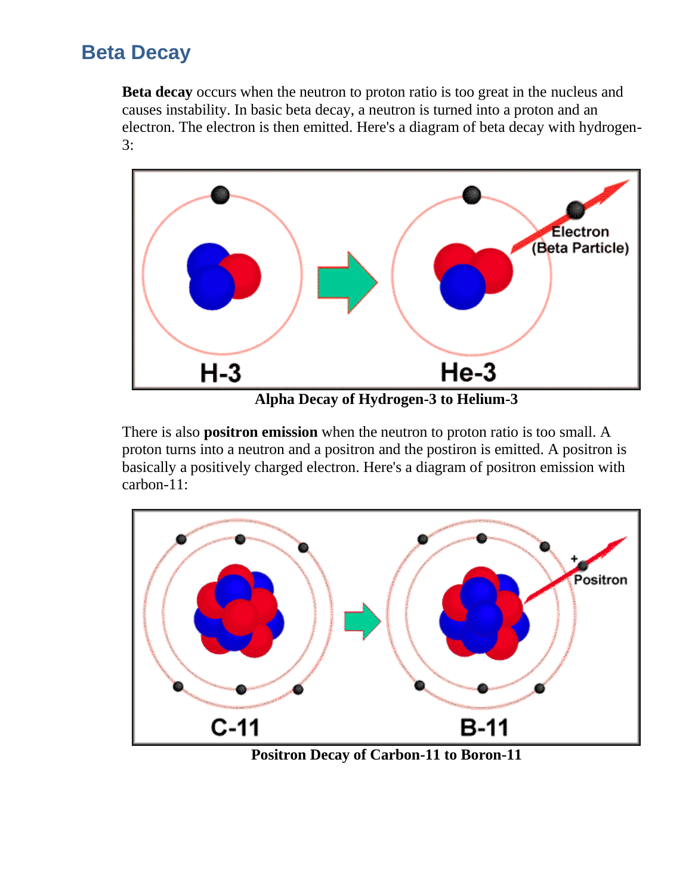## Beta Decay

**Beta decay** occurs when the neutron to proton ratio is too great in the nucleus and causes instability. In basic beta decay, a neutron is turned into a proton and an electron. The electron is then emitted. Here's a diagram of beta decay with hydrogen-3:

**Alpha Decay of Hydrogen-3 to Helium-3**

There is also **positron emission** when the neutron to proton ratio is too small. A proton turns into a neutron and a positron and the postiron is emitted. A positron is basically a positively charged electron. Here's a diagram of positron emission with carbon-11:

**Positron Decay of Carbon-11 to Boron-11**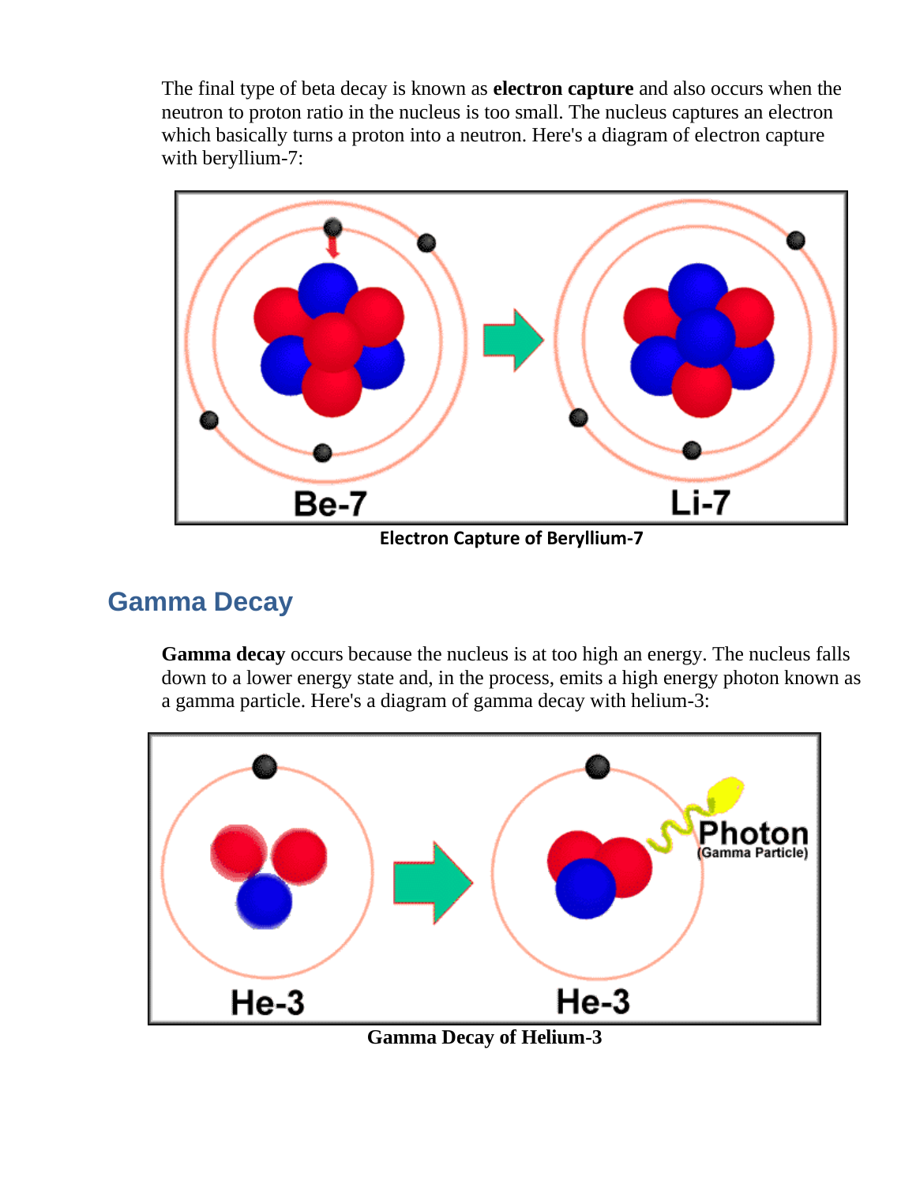The final type of beta decay is known as **electron capture** and also occurs when the neutron to proton ratio in the nucleus is too small. The nucleus captures an electron which basically turns a proton into a neutron. Here's a diagram of electron capture with beryllium-7:

Be-7

Li-7

**Electron Capture of Beryllium-7**

## Gamma Decay

**Gamma decay** occurs because the nucleus is at too high an energy. The nucleus falls down to a lower energy state and, in the process, emits a high energy photon known as a gamma particle. Here's a diagram of gamma decay with helium-3:

He-3

He-3

Photon
(Gamma Particle)

**Gamma Decay of Helium-3**